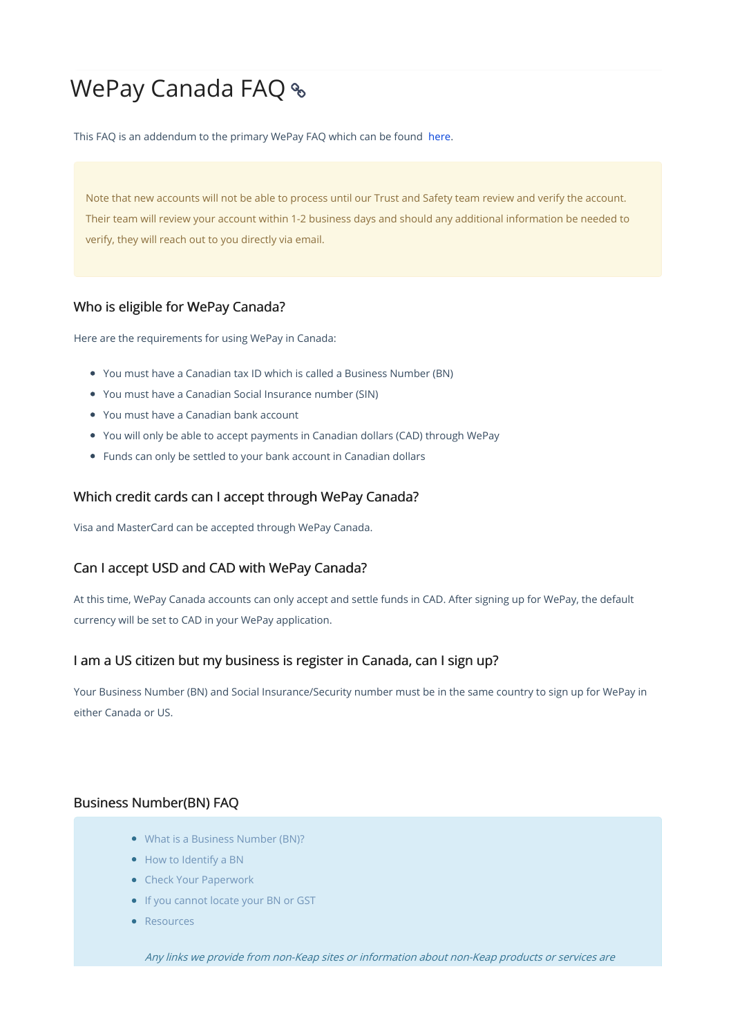# WePay Canada FAQ

This FAQ is an addendum to the primary WePay FAQ which can be found here.

> Note that new accounts will not be able to process until our Trust and Safety team review and verify the account. Their team will review your account within 1-2 business days and should any additional information be needed to verify, they will reach out to you directly via email.

### Who is eligible for WePay Canada?

Here are the requirements for using WePay in Canada:

- You must have a Canadian tax ID which is called a Business Number (BN)
- You must have a Canadian Social Insurance number (SIN)
- You must have a Canadian bank account
- You will only be able to accept payments in Canadian dollars (CAD) through WePay
- Funds can only be settled to your bank account in Canadian dollars

### Which credit cards can I accept through WePay Canada?

Visa and MasterCard can be accepted through WePay Canada.

### Can I accept USD and CAD with WePay Canada?

At this time, WePay Canada accounts can only accept and settle funds in CAD. After signing up for WePay, the default currency will be set to CAD in your WePay application.

### I am a US citizen but my business is register in Canada, can I sign up?

Your Business Number (BN) and Social Insurance/Security number must be in the same country to sign up for WePay in either Canada or US.

### Business Number(BN) FAQ

- What is a Business Number (BN)?
- How to Identify a BN
- Check Your Paperwork
- If you cannot locate your BN or GST
- Resources

*Any links we provide from non-Keap sites or information about non-Keap products or services are*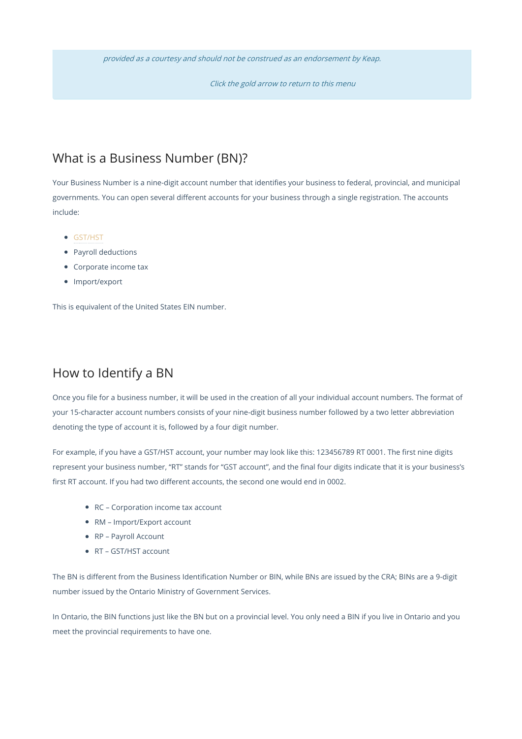*provided as a courtesy and should not be construed as an endorsement by Keap.*

*Click the gold arrow to return to this menu*

## What is a Business Number (BN)?

Your Business Number is a nine-digit account number that identifies your business to federal, provincial, and municipal governments. You can open several different accounts for your business through a single registration. The accounts include:

- GST/HST
- Payroll deductions
- Corporate income tax
- Import/export

This is equivalent of the United States EIN number.

## How to Identify a BN

Once you file for a business number, it will be used in the creation of all your individual account numbers. The format of your 15-character account numbers consists of your nine-digit business number followed by a two letter abbreviation denoting the type of account it is, followed by a four digit number.

For example, if you have a GST/HST account, your number may look like this: 123456789 RT 0001. The first nine digits represent your business number, "RT" stands for "GST account", and the final four digits indicate that it is your business's first RT account. If you had two different accounts, the second one would end in 0002.

- RC – Corporation income tax account
- RM – Import/Export account
- RP – Payroll Account
- RT – GST/HST account

The BN is different from the Business Identification Number or BIN, while BNs are issued by the CRA; BINs are a 9-digit number issued by the Ontario Ministry of Government Services.

In Ontario, the BIN functions just like the BN but on a provincial level. You only need a BIN if you live in Ontario and you meet the provincial requirements to have one.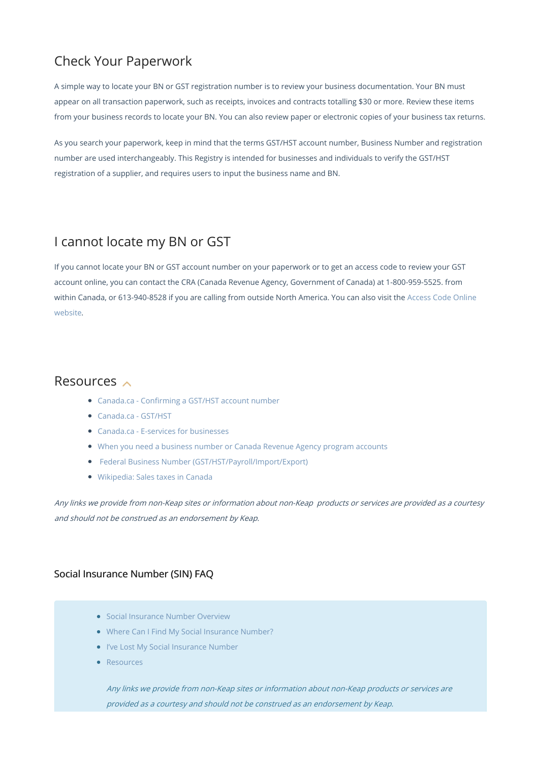## Check Your Paperwork

A simple way to locate your BN or GST registration number is to review your business documentation. Your BN must appear on all transaction paperwork, such as receipts, invoices and contracts totalling $30 or more. Review these items from your business records to locate your BN. You can also review paper or electronic copies of your business tax returns.

As you search your paperwork, keep in mind that the terms GST/HST account number, Business Number and registration number are used interchangeably. This Registry is intended for businesses and individuals to verify the GST/HST registration of a supplier, and requires users to input the business name and BN.

## I cannot locate my BN or GST

If you cannot locate your BN or GST account number on your paperwork or to get an access code to review your GST account online, you can contact the CRA (Canada Revenue Agency, Government of Canada) at 1-800-959-5525. from within Canada, or 613-940-8528 if you are calling from outside North America. You can also visit the Access Code Online website.

## Resources

- Canada.ca - Confirming a GST/HST account number
- Canada.ca - GST/HST
- Canada.ca - E-services for businesses
- When you need a business number or Canada Revenue Agency program accounts
- Federal Business Number (GST/HST/Payroll/Import/Export)
- Wikipedia: Sales taxes in Canada

*Any links we provide from non-Keap sites or information about non-Keap products or services are provided as a courtesy and should not be construed as an endorsement by Keap.*

### Social Insurance Number (SIN) FAQ

- Social Insurance Number Overview
- Where Can I Find My Social Insurance Number?
- I've Lost My Social Insurance Number
- Resources

*Any links we provide from non-Keap sites or information about non-Keap products or services are provided as a courtesy and should not be construed as an endorsement by Keap.*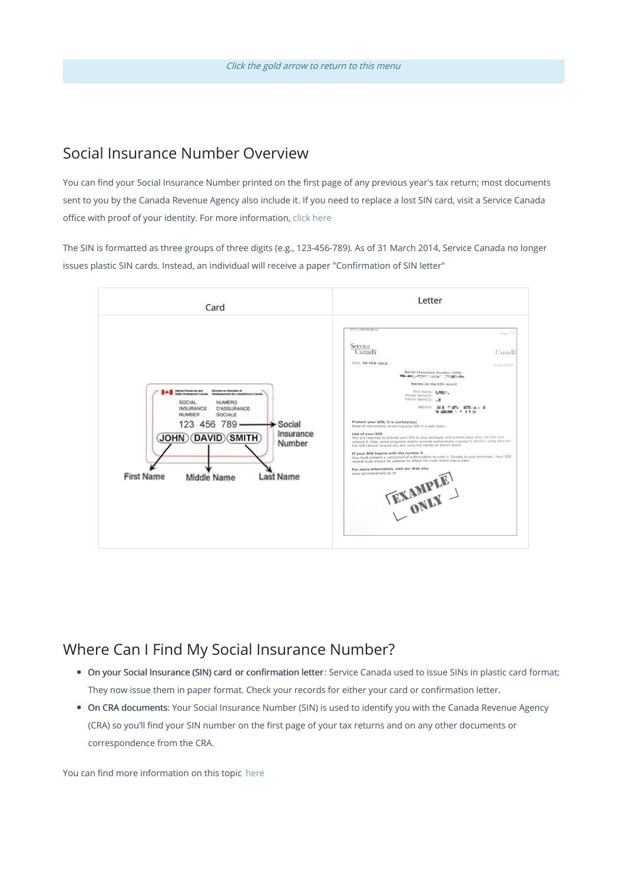*Click the gold arrow to return to this menu*

## Social Insurance Number Overview

You can find your Social Insurance Number printed on the first page of any previous year's tax return; most documents sent to you by the Canada Revenue Agency also include it. If you need to replace a lost SIN card, visit a Service Canada office with proof of your identity. For more information, click here

The SIN is formatted as three groups of three digits (e.g., 123-456-789). As of 31 March 2014, Service Canada no longer issues plastic SIN cards. Instead, an individual will receive a paper "Confirmation of SIN letter"

| Card | Letter |
|---|---|
| | |

## Where Can I Find My Social Insurance Number?

- **On your Social Insurance (SIN) card or confirmation letter**: Service Canada used to issue SINs in plastic card format; They now issue them in paper format. Check your records for either your card or confirmation letter.
- **On CRA documents**: Your Social Insurance Number (SIN) is used to identify you with the Canada Revenue Agency (CRA) so you'll find your SIN number on the first page of your tax returns and on any other documents or correspondence from the CRA.

You can find more information on this topic here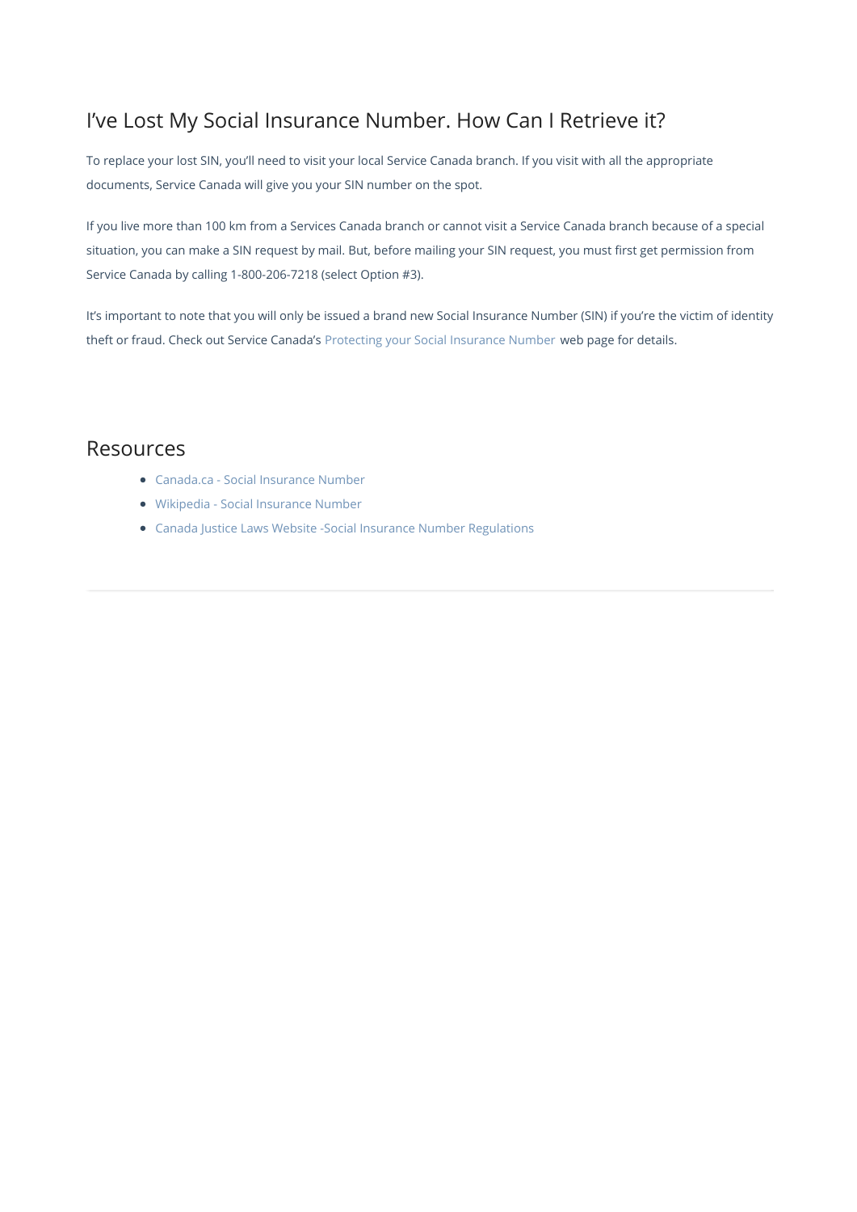## I've Lost My Social Insurance Number. How Can I Retrieve it?

To replace your lost SIN, you'll need to visit your local Service Canada branch. If you visit with all the appropriate documents, Service Canada will give you your SIN number on the spot.

If you live more than 100 km from a Services Canada branch or cannot visit a Service Canada branch because of a special situation, you can make a SIN request by mail. But, before mailing your SIN request, you must first get permission from Service Canada by calling 1-800-206-7218 (select Option #3).

It's important to note that you will only be issued a brand new Social Insurance Number (SIN) if you're the victim of identity theft or fraud. Check out Service Canada's Protecting your Social Insurance Number web page for details.

## Resources

- Canada.ca - Social Insurance Number
- Wikipedia - Social Insurance Number
- Canada Justice Laws Website -Social Insurance Number Regulations